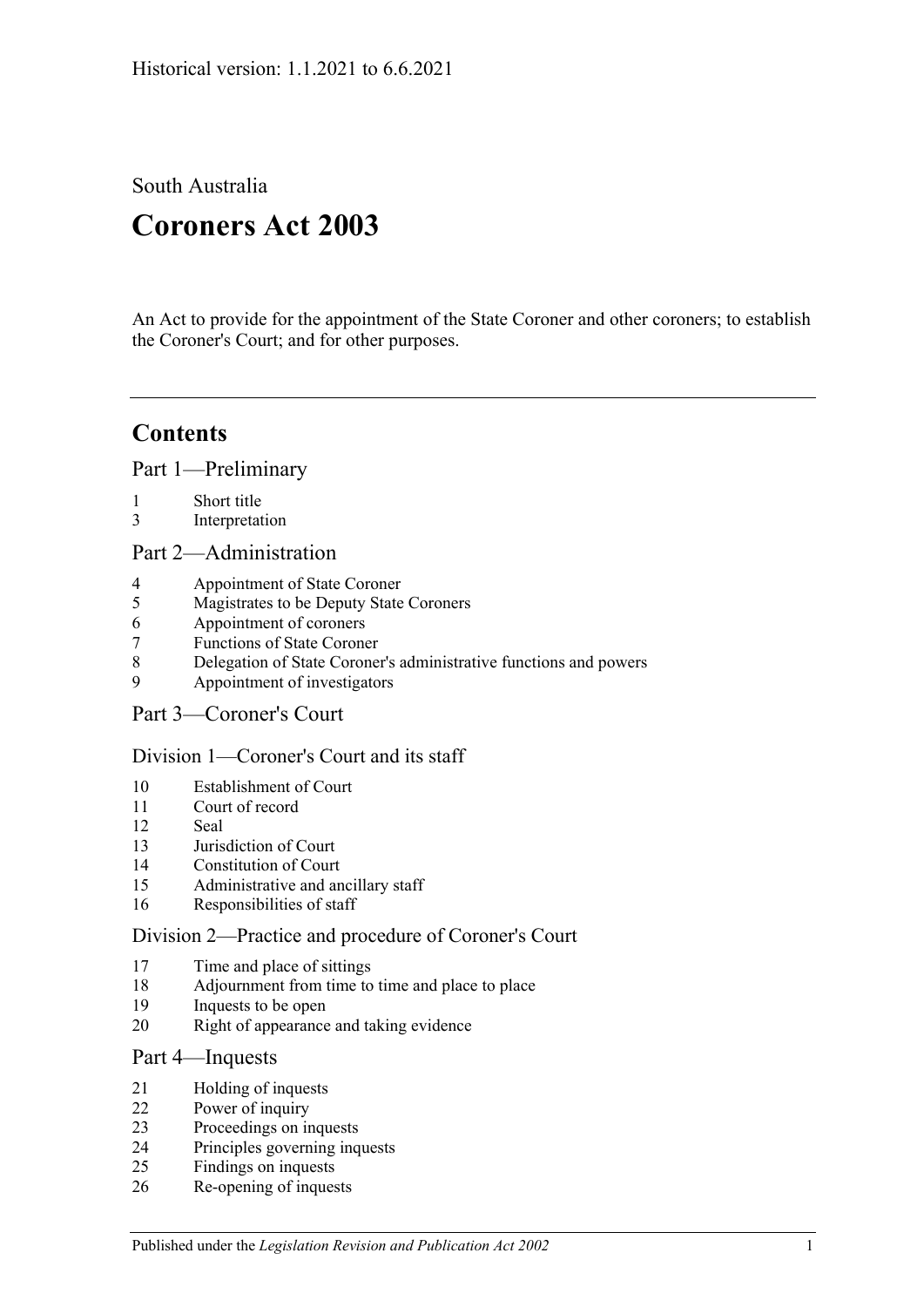Historical version: 1.1.2021 to 6.6.2021

South Australia

# Coroners Act 2003

An Act to provide for the appointment of the State Coroner and other coroners; to establish the Coroner's Court; and for other purposes.

## Contents

### Part 1—Preliminary

1 Short title
3 Interpretation

### Part 2—Administration

4 Appointment of State Coroner
5 Magistrates to be Deputy State Coroners
6 Appointment of coroners
7 Functions of State Coroner
8 Delegation of State Coroner's administrative functions and powers
9 Appointment of investigators

### Part 3—Coroner's Court

#### Division 1—Coroner's Court and its staff

10 Establishment of Court
11 Court of record
12 Seal
13 Jurisdiction of Court
14 Constitution of Court
15 Administrative and ancillary staff
16 Responsibilities of staff

#### Division 2—Practice and procedure of Coroner's Court

17 Time and place of sittings
18 Adjournment from time to time and place to place
19 Inquests to be open
20 Right of appearance and taking evidence

### Part 4—Inquests

21 Holding of inquests
22 Power of inquiry
23 Proceedings on inquests
24 Principles governing inquests
25 Findings on inquests
26 Re-opening of inquests

Published under the *Legislation Revision and Publication Act 2002*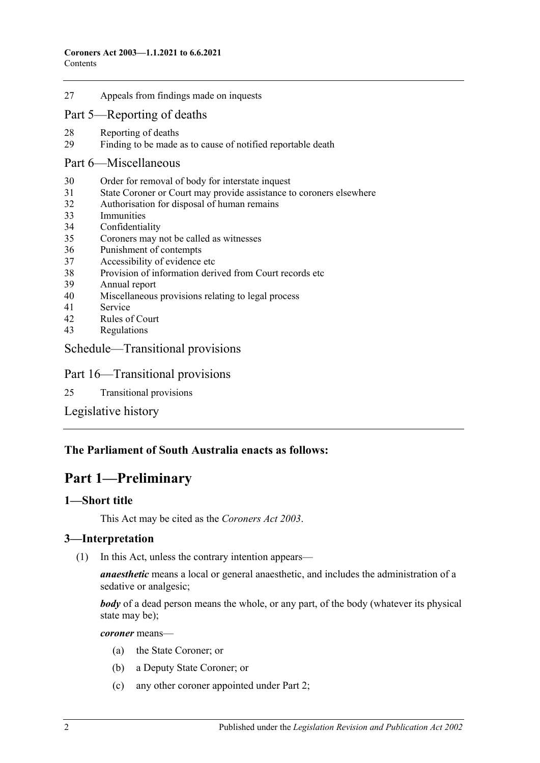27 Appeals from findings made on inquests

## Part 5—Reporting of deaths

28 Reporting of deaths
29 Finding to be made as to cause of notified reportable death

## Part 6—Miscellaneous

30 Order for removal of body for interstate inquest
31 State Coroner or Court may provide assistance to coroners elsewhere
32 Authorisation for disposal of human remains
33 Immunities
34 Confidentiality
35 Coroners may not be called as witnesses
36 Punishment of contempts
37 Accessibility of evidence etc
38 Provision of information derived from Court records etc
39 Annual report
40 Miscellaneous provisions relating to legal process
41 Service
42 Rules of Court
43 Regulations

## Schedule—Transitional provisions

## Part 16—Transitional provisions

25 Transitional provisions

## Legislative history

**The Parliament of South Australia enacts as follows:**

# Part 1—Preliminary

### 1—Short title

This Act may be cited as the *Coroners Act 2003*.

### 3—Interpretation

(1) In this Act, unless the contrary intention appears—

***anaesthetic*** means a local or general anaesthetic, and includes the administration of a sedative or analgesic;

***body*** of a dead person means the whole, or any part, of the body (whatever its physical state may be);

***coroner*** means—

(a) the State Coroner; or

(b) a Deputy State Coroner; or

(c) any other coroner appointed under Part 2;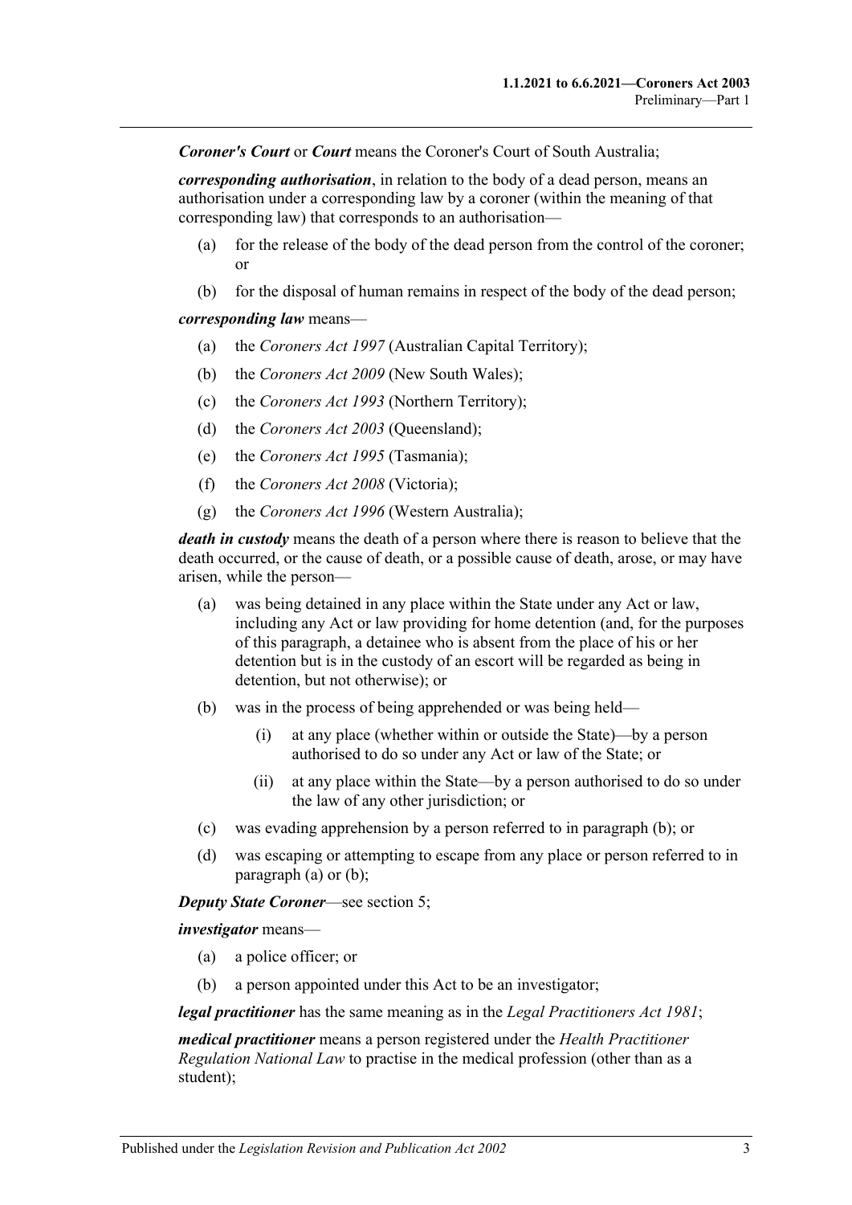***Coroner's Court*** or ***Court*** means the Coroner's Court of South Australia;

***corresponding authorisation***, in relation to the body of a dead person, means an authorisation under a corresponding law by a coroner (within the meaning of that corresponding law) that corresponds to an authorisation—

- (a) for the release of the body of the dead person from the control of the coroner; or
- (b) for the disposal of human remains in respect of the body of the dead person;

***corresponding law*** means—

- (a) the *Coroners Act 1997* (Australian Capital Territory);
- (b) the *Coroners Act 2009* (New South Wales);
- (c) the *Coroners Act 1993* (Northern Territory);
- (d) the *Coroners Act 2003* (Queensland);
- (e) the *Coroners Act 1995* (Tasmania);
- (f) the *Coroners Act 2008* (Victoria);
- (g) the *Coroners Act 1996* (Western Australia);

***death in custody*** means the death of a person where there is reason to believe that the death occurred, or the cause of death, or a possible cause of death, arose, or may have arisen, while the person—

- (a) was being detained in any place within the State under any Act or law, including any Act or law providing for home detention (and, for the purposes of this paragraph, a detainee who is absent from the place of his or her detention but is in the custody of an escort will be regarded as being in detention, but not otherwise); or
- (b) was in the process of being apprehended or was being held—
  - (i) at any place (whether within or outside the State)—by a person authorised to do so under any Act or law of the State; or
  - (ii) at any place within the State—by a person authorised to do so under the law of any other jurisdiction; or
- (c) was evading apprehension by a person referred to in paragraph (b); or
- (d) was escaping or attempting to escape from any place or person referred to in paragraph (a) or (b);

***Deputy State Coroner***—see section 5;

***investigator*** means—

- (a) a police officer; or
- (b) a person appointed under this Act to be an investigator;

***legal practitioner*** has the same meaning as in the *Legal Practitioners Act 1981*;

***medical practitioner*** means a person registered under the *Health Practitioner Regulation National Law* to practise in the medical profession (other than as a student);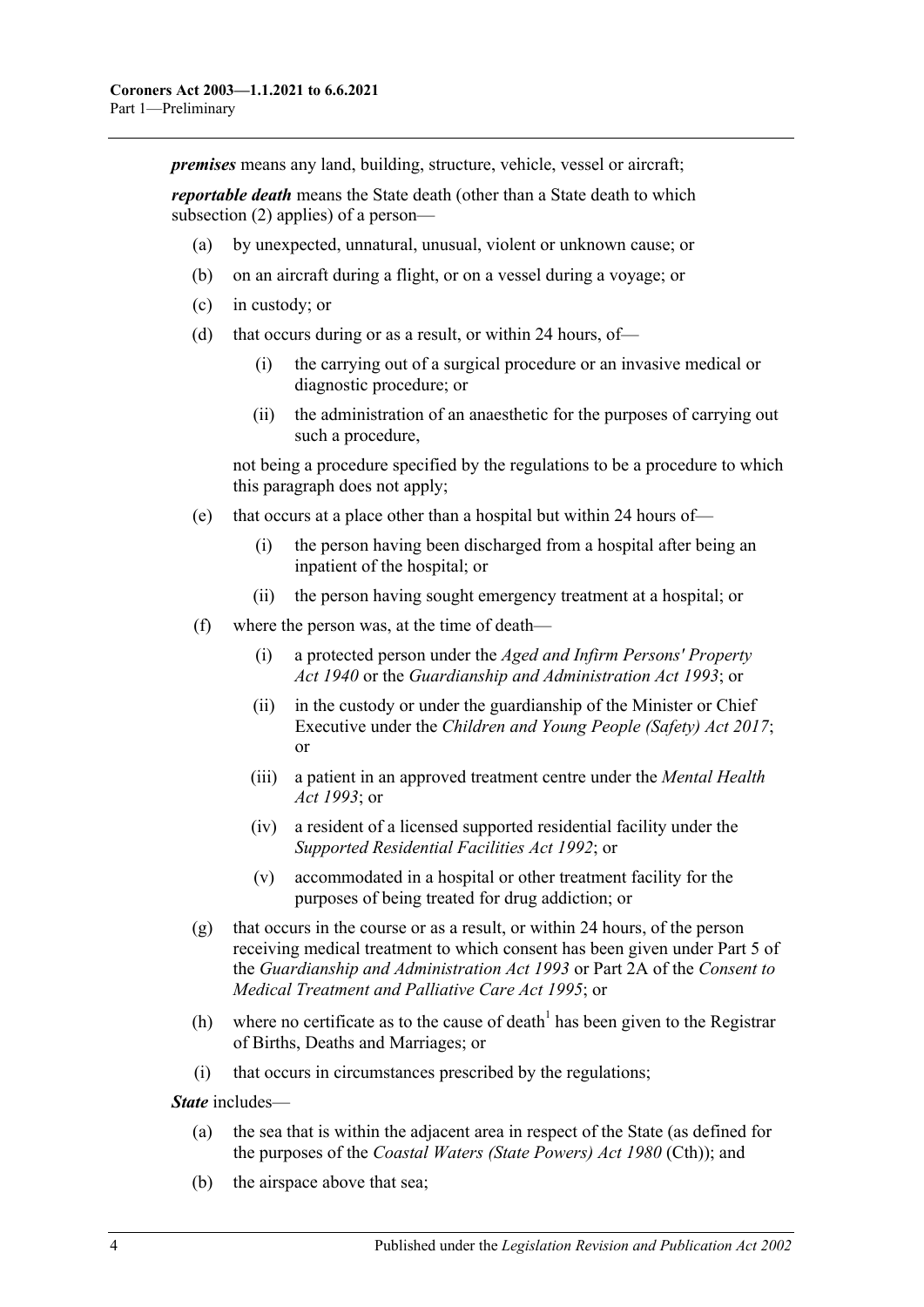***premises*** means any land, building, structure, vehicle, vessel or aircraft;

***reportable death*** means the State death (other than a State death to which subsection (2) applies) of a person—

(a) by unexpected, unnatural, unusual, violent or unknown cause; or

(b) on an aircraft during a flight, or on a vessel during a voyage; or

(c) in custody; or

(d) that occurs during or as a result, or within 24 hours, of—

 (i) the carrying out of a surgical procedure or an invasive medical or diagnostic procedure; or

 (ii) the administration of an anaesthetic for the purposes of carrying out such a procedure,

 not being a procedure specified by the regulations to be a procedure to which this paragraph does not apply;

(e) that occurs at a place other than a hospital but within 24 hours of—

 (i) the person having been discharged from a hospital after being an inpatient of the hospital; or

 (ii) the person having sought emergency treatment at a hospital; or

(f) where the person was, at the time of death—

 (i) a protected person under the *Aged and Infirm Persons' Property Act 1940* or the *Guardianship and Administration Act 1993*; or

 (ii) in the custody or under the guardianship of the Minister or Chief Executive under the *Children and Young People (Safety) Act 2017*; or

 (iii) a patient in an approved treatment centre under the *Mental Health Act 1993*; or

 (iv) a resident of a licensed supported residential facility under the *Supported Residential Facilities Act 1992*; or

 (v) accommodated in a hospital or other treatment facility for the purposes of being treated for drug addiction; or

(g) that occurs in the course or as a result, or within 24 hours, of the person receiving medical treatment to which consent has been given under Part 5 of the *Guardianship and Administration Act 1993* or Part 2A of the *Consent to Medical Treatment and Palliative Care Act 1995*; or

(h) where no certificate as to the cause of death[1] has been given to the Registrar of Births, Deaths and Marriages; or

(i) that occurs in circumstances prescribed by the regulations;

***State*** includes—

(a) the sea that is within the adjacent area in respect of the State (as defined for the purposes of the *Coastal Waters (State Powers) Act 1980* (Cth)); and

(b) the airspace above that sea;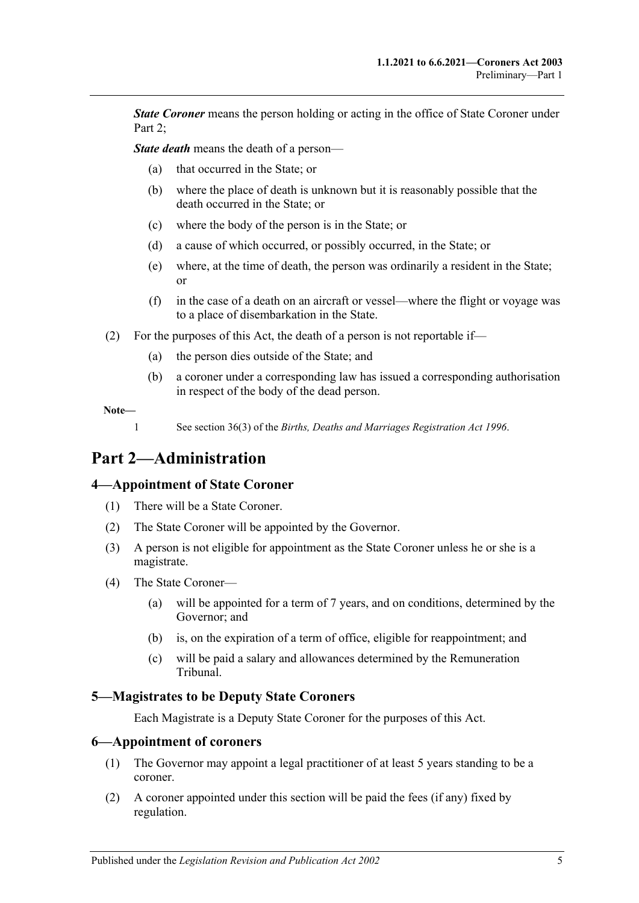***State Coroner*** means the person holding or acting in the office of State Coroner under Part 2;

***State death*** means the death of a person—

(a) that occurred in the State; or

(b) where the place of death is unknown but it is reasonably possible that the death occurred in the State; or

(c) where the body of the person is in the State; or

(d) a cause of which occurred, or possibly occurred, in the State; or

(e) where, at the time of death, the person was ordinarily a resident in the State; or

(f) in the case of a death on an aircraft or vessel—where the flight or voyage was to a place of disembarkation in the State.

(2) For the purposes of this Act, the death of a person is not reportable if—

(a) the person dies outside of the State; and

(b) a coroner under a corresponding law has issued a corresponding authorisation in respect of the body of the dead person.

**Note—**

1 See section 36(3) of the *Births, Deaths and Marriages Registration Act 1996*.

# Part 2—Administration

## 4—Appointment of State Coroner

(1) There will be a State Coroner.

(2) The State Coroner will be appointed by the Governor.

(3) A person is not eligible for appointment as the State Coroner unless he or she is a magistrate.

(4) The State Coroner—

(a) will be appointed for a term of 7 years, and on conditions, determined by the Governor; and

(b) is, on the expiration of a term of office, eligible for reappointment; and

(c) will be paid a salary and allowances determined by the Remuneration Tribunal.

## 5—Magistrates to be Deputy State Coroners

Each Magistrate is a Deputy State Coroner for the purposes of this Act.

## 6—Appointment of coroners

(1) The Governor may appoint a legal practitioner of at least 5 years standing to be a coroner.

(2) A coroner appointed under this section will be paid the fees (if any) fixed by regulation.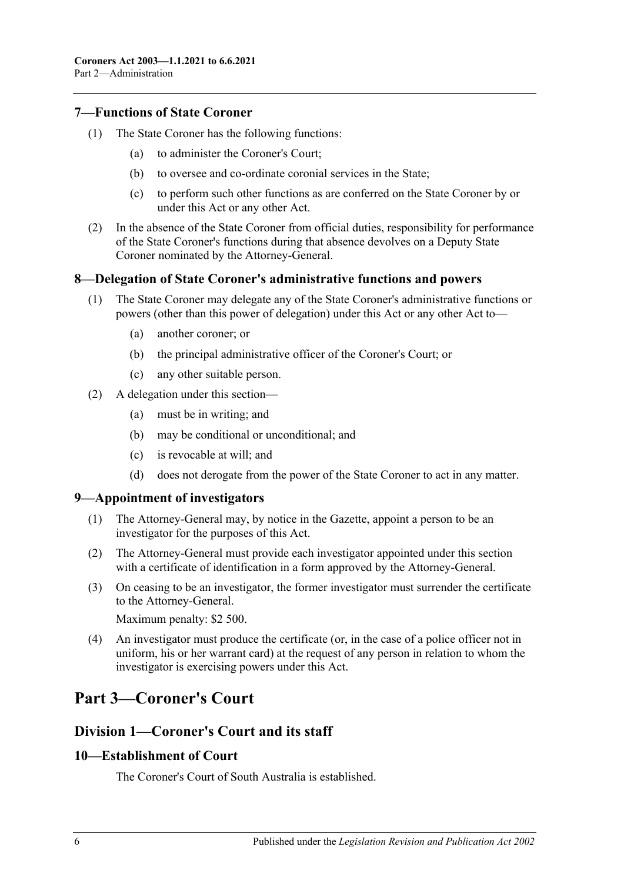## 7—Functions of State Coroner

(1) The State Coroner has the following functions:

(a) to administer the Coroner's Court;

(b) to oversee and co-ordinate coronial services in the State;

(c) to perform such other functions as are conferred on the State Coroner by or under this Act or any other Act.

(2) In the absence of the State Coroner from official duties, responsibility for performance of the State Coroner's functions during that absence devolves on a Deputy State Coroner nominated by the Attorney-General.

## 8—Delegation of State Coroner's administrative functions and powers

(1) The State Coroner may delegate any of the State Coroner's administrative functions or powers (other than this power of delegation) under this Act or any other Act to—

(a) another coroner; or

(b) the principal administrative officer of the Coroner's Court; or

(c) any other suitable person.

(2) A delegation under this section—

(a) must be in writing; and

(b) may be conditional or unconditional; and

(c) is revocable at will; and

(d) does not derogate from the power of the State Coroner to act in any matter.

## 9—Appointment of investigators

(1) The Attorney-General may, by notice in the Gazette, appoint a person to be an investigator for the purposes of this Act.

(2) The Attorney-General must provide each investigator appointed under this section with a certificate of identification in a form approved by the Attorney-General.

(3) On ceasing to be an investigator, the former investigator must surrender the certificate to the Attorney-General.

Maximum penalty: $2 500.

(4) An investigator must produce the certificate (or, in the case of a police officer not in uniform, his or her warrant card) at the request of any person in relation to whom the investigator is exercising powers under this Act.

# Part 3—Coroner's Court

## Division 1—Coroner's Court and its staff

## 10—Establishment of Court

The Coroner's Court of South Australia is established.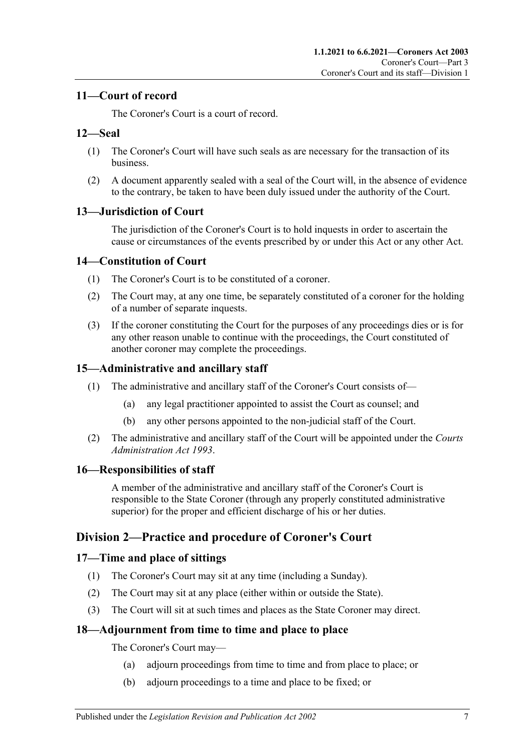## 11—Court of record

The Coroner's Court is a court of record.

## 12—Seal

(1) The Coroner's Court will have such seals as are necessary for the transaction of its business.

(2) A document apparently sealed with a seal of the Court will, in the absence of evidence to the contrary, be taken to have been duly issued under the authority of the Court.

## 13—Jurisdiction of Court

The jurisdiction of the Coroner's Court is to hold inquests in order to ascertain the cause or circumstances of the events prescribed by or under this Act or any other Act.

## 14—Constitution of Court

(1) The Coroner's Court is to be constituted of a coroner.

(2) The Court may, at any one time, be separately constituted of a coroner for the holding of a number of separate inquests.

(3) If the coroner constituting the Court for the purposes of any proceedings dies or is for any other reason unable to continue with the proceedings, the Court constituted of another coroner may complete the proceedings.

## 15—Administrative and ancillary staff

(1) The administrative and ancillary staff of the Coroner's Court consists of—

- (a) any legal practitioner appointed to assist the Court as counsel; and
- (b) any other persons appointed to the non-judicial staff of the Court.

(2) The administrative and ancillary staff of the Court will be appointed under the *Courts Administration Act 1993*.

## 16—Responsibilities of staff

A member of the administrative and ancillary staff of the Coroner's Court is responsible to the State Coroner (through any properly constituted administrative superior) for the proper and efficient discharge of his or her duties.

# Division 2—Practice and procedure of Coroner's Court

## 17—Time and place of sittings

(1) The Coroner's Court may sit at any time (including a Sunday).

(2) The Court may sit at any place (either within or outside the State).

(3) The Court will sit at such times and places as the State Coroner may direct.

## 18—Adjournment from time to time and place to place

The Coroner's Court may—

- (a) adjourn proceedings from time to time and from place to place; or
- (b) adjourn proceedings to a time and place to be fixed; or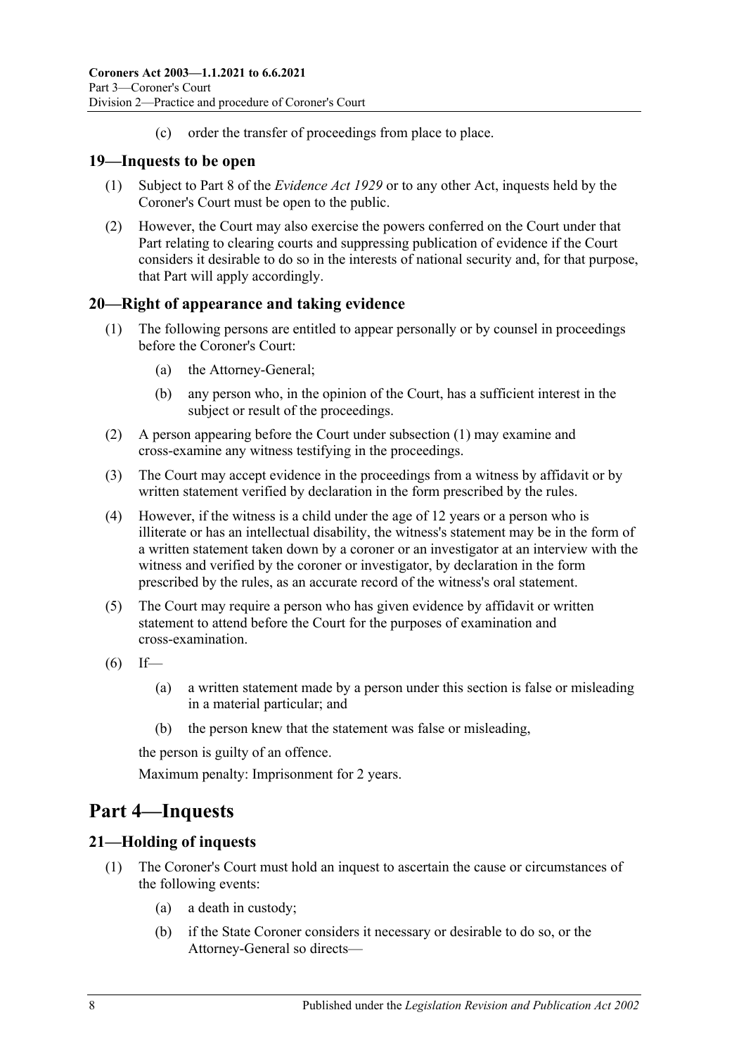(c) order the transfer of proceedings from place to place.

## 19—Inquests to be open

(1) Subject to Part 8 of the *Evidence Act 1929* or to any other Act, inquests held by the Coroner's Court must be open to the public.

(2) However, the Court may also exercise the powers conferred on the Court under that Part relating to clearing courts and suppressing publication of evidence if the Court considers it desirable to do so in the interests of national security and, for that purpose, that Part will apply accordingly.

## 20—Right of appearance and taking evidence

(1) The following persons are entitled to appear personally or by counsel in proceedings before the Coroner's Court:

(a) the Attorney-General;

(b) any person who, in the opinion of the Court, has a sufficient interest in the subject or result of the proceedings.

(2) A person appearing before the Court under subsection (1) may examine and cross-examine any witness testifying in the proceedings.

(3) The Court may accept evidence in the proceedings from a witness by affidavit or by written statement verified by declaration in the form prescribed by the rules.

(4) However, if the witness is a child under the age of 12 years or a person who is illiterate or has an intellectual disability, the witness's statement may be in the form of a written statement taken down by a coroner or an investigator at an interview with the witness and verified by the coroner or investigator, by declaration in the form prescribed by the rules, as an accurate record of the witness's oral statement.

(5) The Court may require a person who has given evidence by affidavit or written statement to attend before the Court for the purposes of examination and cross-examination.

(6) If—

(a) a written statement made by a person under this section is false or misleading in a material particular; and

(b) the person knew that the statement was false or misleading,

the person is guilty of an offence.

Maximum penalty: Imprisonment for 2 years.

# Part 4—Inquests

## 21—Holding of inquests

(1) The Coroner's Court must hold an inquest to ascertain the cause or circumstances of the following events:

(a) a death in custody;

(b) if the State Coroner considers it necessary or desirable to do so, or the Attorney-General so directs—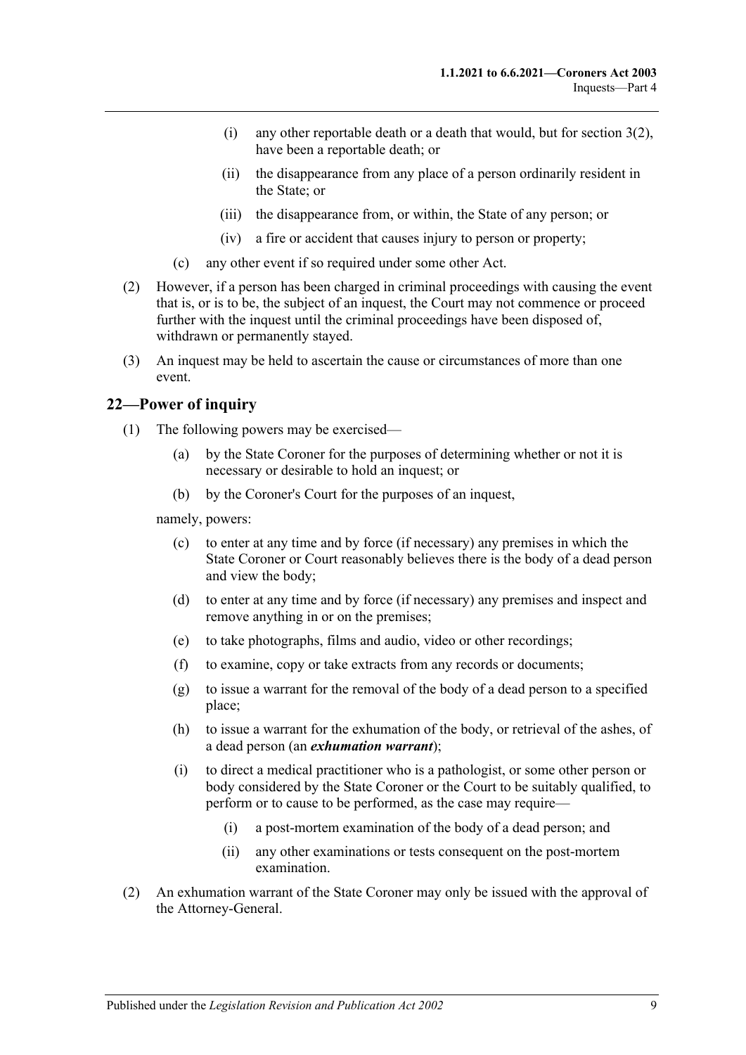(i) any other reportable death or a death that would, but for section 3(2), have been a reportable death; or

(ii) the disappearance from any place of a person ordinarily resident in the State; or

(iii) the disappearance from, or within, the State of any person; or

(iv) a fire or accident that causes injury to person or property;

(c) any other event if so required under some other Act.

(2) However, if a person has been charged in criminal proceedings with causing the event that is, or is to be, the subject of an inquest, the Court may not commence or proceed further with the inquest until the criminal proceedings have been disposed of, withdrawn or permanently stayed.

(3) An inquest may be held to ascertain the cause or circumstances of more than one event.

## 22—Power of inquiry

(1) The following powers may be exercised—

(a) by the State Coroner for the purposes of determining whether or not it is necessary or desirable to hold an inquest; or

(b) by the Coroner's Court for the purposes of an inquest,

namely, powers:

(c) to enter at any time and by force (if necessary) any premises in which the State Coroner or Court reasonably believes there is the body of a dead person and view the body;

(d) to enter at any time and by force (if necessary) any premises and inspect and remove anything in or on the premises;

(e) to take photographs, films and audio, video or other recordings;

(f) to examine, copy or take extracts from any records or documents;

(g) to issue a warrant for the removal of the body of a dead person to a specified place;

(h) to issue a warrant for the exhumation of the body, or retrieval of the ashes, of a dead person (an ***exhumation warrant***);

(i) to direct a medical practitioner who is a pathologist, or some other person or body considered by the State Coroner or the Court to be suitably qualified, to perform or to cause to be performed, as the case may require—

(i) a post-mortem examination of the body of a dead person; and

(ii) any other examinations or tests consequent on the post-mortem examination.

(2) An exhumation warrant of the State Coroner may only be issued with the approval of the Attorney-General.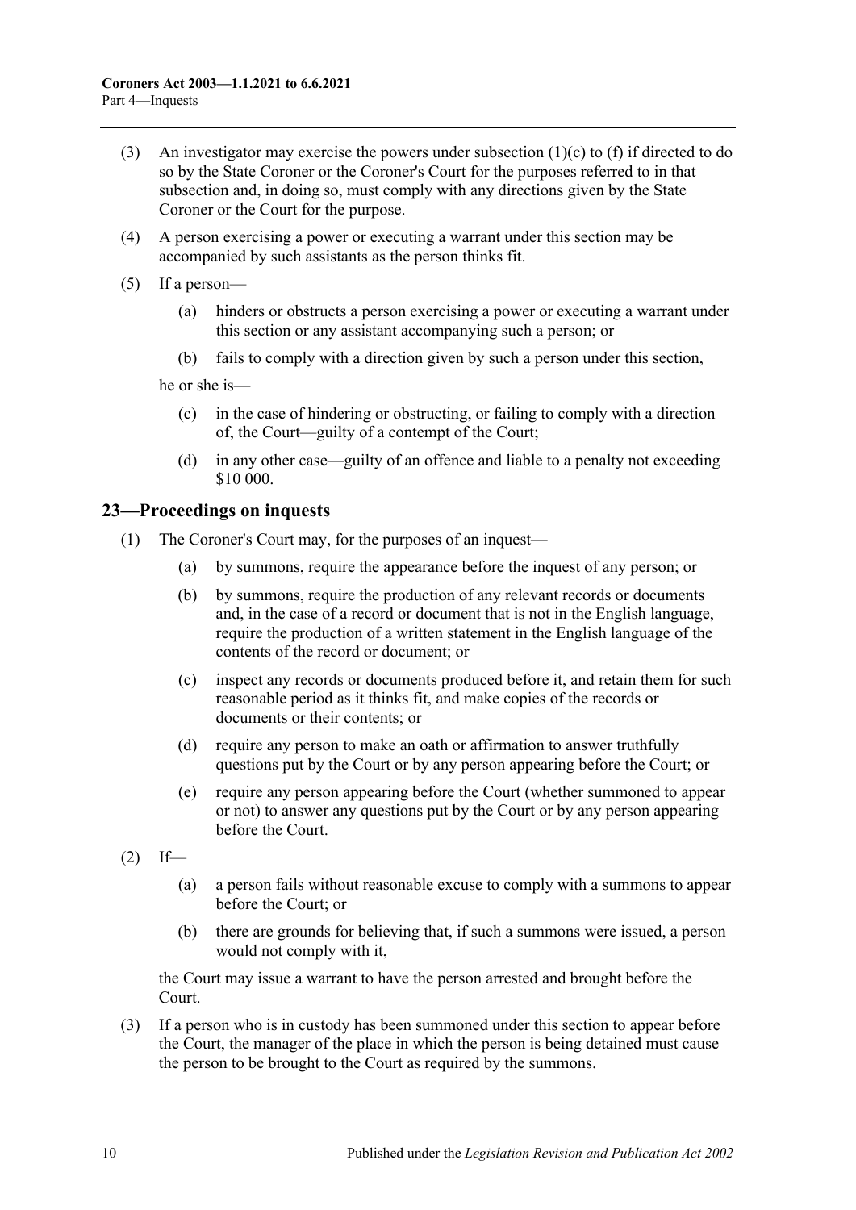(3) An investigator may exercise the powers under subsection (1)(c) to (f) if directed to do so by the State Coroner or the Coroner's Court for the purposes referred to in that subsection and, in doing so, must comply with any directions given by the State Coroner or the Court for the purpose.

(4) A person exercising a power or executing a warrant under this section may be accompanied by such assistants as the person thinks fit.

(5) If a person—

(a) hinders or obstructs a person exercising a power or executing a warrant under this section or any assistant accompanying such a person; or

(b) fails to comply with a direction given by such a person under this section,

he or she is—

(c) in the case of hindering or obstructing, or failing to comply with a direction of, the Court—guilty of a contempt of the Court;

(d) in any other case—guilty of an offence and liable to a penalty not exceeding $10 000.

## 23—Proceedings on inquests

(1) The Coroner's Court may, for the purposes of an inquest—

(a) by summons, require the appearance before the inquest of any person; or

(b) by summons, require the production of any relevant records or documents and, in the case of a record or document that is not in the English language, require the production of a written statement in the English language of the contents of the record or document; or

(c) inspect any records or documents produced before it, and retain them for such reasonable period as it thinks fit, and make copies of the records or documents or their contents; or

(d) require any person to make an oath or affirmation to answer truthfully questions put by the Court or by any person appearing before the Court; or

(e) require any person appearing before the Court (whether summoned to appear or not) to answer any questions put by the Court or by any person appearing before the Court.

(2) If—

(a) a person fails without reasonable excuse to comply with a summons to appear before the Court; or

(b) there are grounds for believing that, if such a summons were issued, a person would not comply with it,

the Court may issue a warrant to have the person arrested and brought before the Court.

(3) If a person who is in custody has been summoned under this section to appear before the Court, the manager of the place in which the person is being detained must cause the person to be brought to the Court as required by the summons.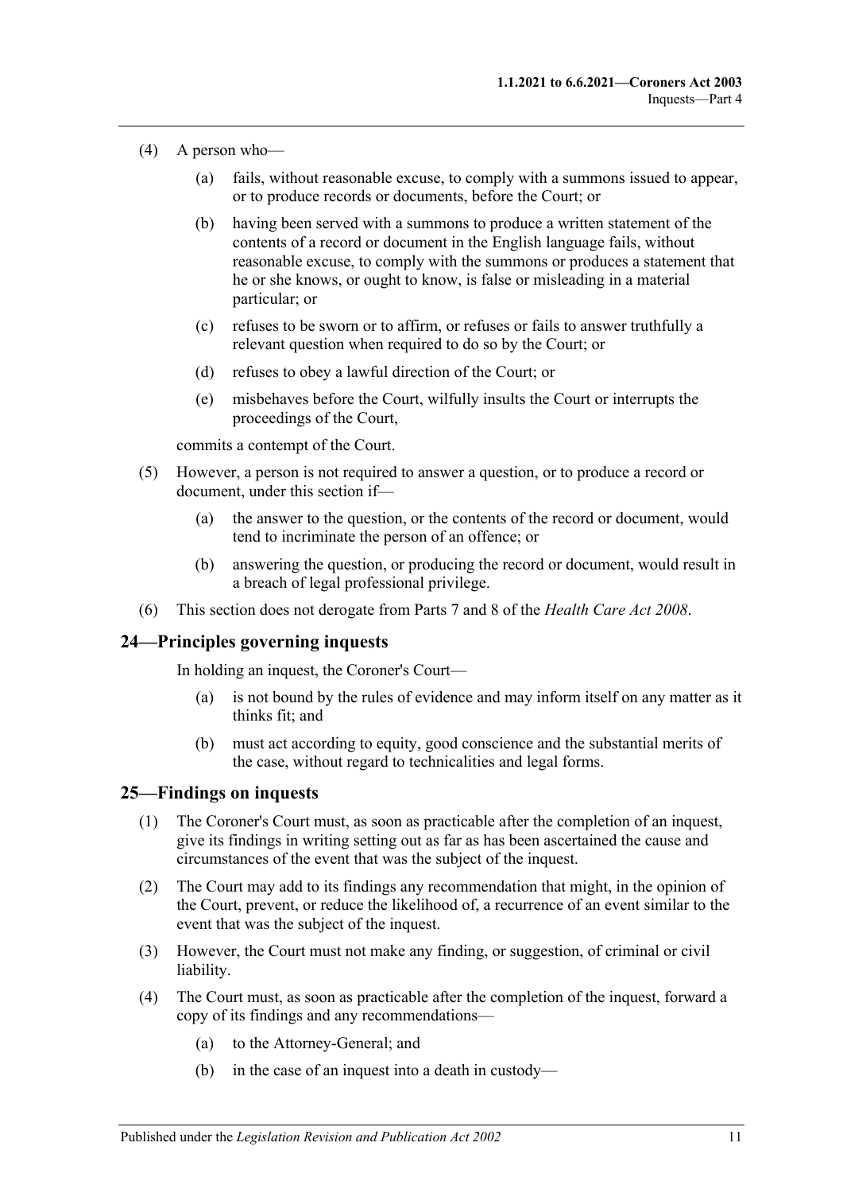(4) A person who—

(a) fails, without reasonable excuse, to comply with a summons issued to appear, or to produce records or documents, before the Court; or

(b) having been served with a summons to produce a written statement of the contents of a record or document in the English language fails, without reasonable excuse, to comply with the summons or produces a statement that he or she knows, or ought to know, is false or misleading in a material particular; or

(c) refuses to be sworn or to affirm, or refuses or fails to answer truthfully a relevant question when required to do so by the Court; or

(d) refuses to obey a lawful direction of the Court; or

(e) misbehaves before the Court, wilfully insults the Court or interrupts the proceedings of the Court,

commits a contempt of the Court.

(5) However, a person is not required to answer a question, or to produce a record or document, under this section if—

(a) the answer to the question, or the contents of the record or document, would tend to incriminate the person of an offence; or

(b) answering the question, or producing the record or document, would result in a breach of legal professional privilege.

(6) This section does not derogate from Parts 7 and 8 of the *Health Care Act 2008*.

## 24—Principles governing inquests

In holding an inquest, the Coroner's Court—

(a) is not bound by the rules of evidence and may inform itself on any matter as it thinks fit; and

(b) must act according to equity, good conscience and the substantial merits of the case, without regard to technicalities and legal forms.

## 25—Findings on inquests

(1) The Coroner's Court must, as soon as practicable after the completion of an inquest, give its findings in writing setting out as far as has been ascertained the cause and circumstances of the event that was the subject of the inquest.

(2) The Court may add to its findings any recommendation that might, in the opinion of the Court, prevent, or reduce the likelihood of, a recurrence of an event similar to the event that was the subject of the inquest.

(3) However, the Court must not make any finding, or suggestion, of criminal or civil liability.

(4) The Court must, as soon as practicable after the completion of the inquest, forward a copy of its findings and any recommendations—

(a) to the Attorney-General; and

(b) in the case of an inquest into a death in custody—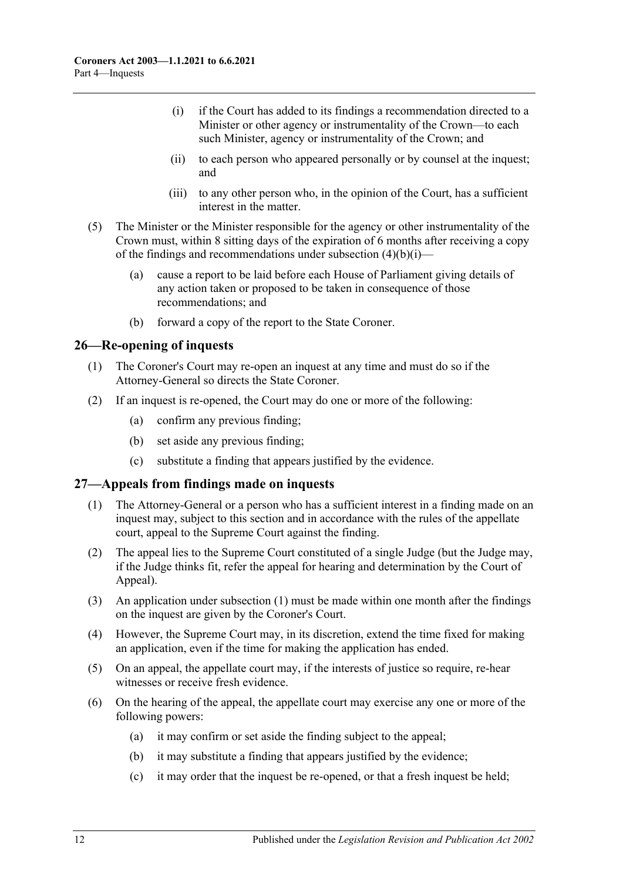(i) if the Court has added to its findings a recommendation directed to a Minister or other agency or instrumentality of the Crown—to each such Minister, agency or instrumentality of the Crown; and

(ii) to each person who appeared personally or by counsel at the inquest; and

(iii) to any other person who, in the opinion of the Court, has a sufficient interest in the matter.

(5) The Minister or the Minister responsible for the agency or other instrumentality of the Crown must, within 8 sitting days of the expiration of 6 months after receiving a copy of the findings and recommendations under subsection (4)(b)(i)—

(a) cause a report to be laid before each House of Parliament giving details of any action taken or proposed to be taken in consequence of those recommendations; and

(b) forward a copy of the report to the State Coroner.

## 26—Re-opening of inquests

(1) The Coroner's Court may re-open an inquest at any time and must do so if the Attorney-General so directs the State Coroner.

(2) If an inquest is re-opened, the Court may do one or more of the following:

(a) confirm any previous finding;

(b) set aside any previous finding;

(c) substitute a finding that appears justified by the evidence.

## 27—Appeals from findings made on inquests

(1) The Attorney-General or a person who has a sufficient interest in a finding made on an inquest may, subject to this section and in accordance with the rules of the appellate court, appeal to the Supreme Court against the finding.

(2) The appeal lies to the Supreme Court constituted of a single Judge (but the Judge may, if the Judge thinks fit, refer the appeal for hearing and determination by the Court of Appeal).

(3) An application under subsection (1) must be made within one month after the findings on the inquest are given by the Coroner's Court.

(4) However, the Supreme Court may, in its discretion, extend the time fixed for making an application, even if the time for making the application has ended.

(5) On an appeal, the appellate court may, if the interests of justice so require, re-hear witnesses or receive fresh evidence.

(6) On the hearing of the appeal, the appellate court may exercise any one or more of the following powers:

(a) it may confirm or set aside the finding subject to the appeal;

(b) it may substitute a finding that appears justified by the evidence;

(c) it may order that the inquest be re-opened, or that a fresh inquest be held;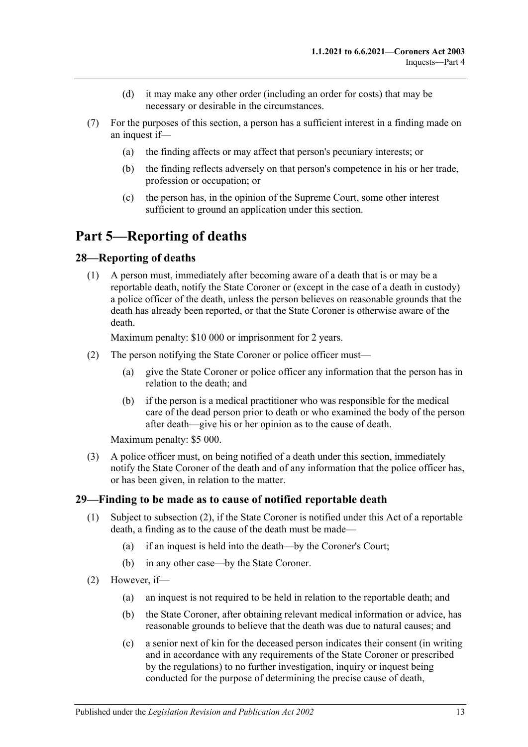(d) it may make any other order (including an order for costs) that may be necessary or desirable in the circumstances.

(7) For the purposes of this section, a person has a sufficient interest in a finding made on an inquest if—

(a) the finding affects or may affect that person's pecuniary interests; or

(b) the finding reflects adversely on that person's competence in his or her trade, profession or occupation; or

(c) the person has, in the opinion of the Supreme Court, some other interest sufficient to ground an application under this section.

# Part 5—Reporting of deaths

## 28—Reporting of deaths

(1) A person must, immediately after becoming aware of a death that is or may be a reportable death, notify the State Coroner or (except in the case of a death in custody) a police officer of the death, unless the person believes on reasonable grounds that the death has already been reported, or that the State Coroner is otherwise aware of the death.

Maximum penalty: $10 000 or imprisonment for 2 years.

(2) The person notifying the State Coroner or police officer must—

(a) give the State Coroner or police officer any information that the person has in relation to the death; and

(b) if the person is a medical practitioner who was responsible for the medical care of the dead person prior to death or who examined the body of the person after death—give his or her opinion as to the cause of death.

Maximum penalty: $5 000.

(3) A police officer must, on being notified of a death under this section, immediately notify the State Coroner of the death and of any information that the police officer has, or has been given, in relation to the matter.

## 29—Finding to be made as to cause of notified reportable death

(1) Subject to subsection (2), if the State Coroner is notified under this Act of a reportable death, a finding as to the cause of the death must be made—

(a) if an inquest is held into the death—by the Coroner's Court;

(b) in any other case—by the State Coroner.

(2) However, if—

(a) an inquest is not required to be held in relation to the reportable death; and

(b) the State Coroner, after obtaining relevant medical information or advice, has reasonable grounds to believe that the death was due to natural causes; and

(c) a senior next of kin for the deceased person indicates their consent (in writing and in accordance with any requirements of the State Coroner or prescribed by the regulations) to no further investigation, inquiry or inquest being conducted for the purpose of determining the precise cause of death,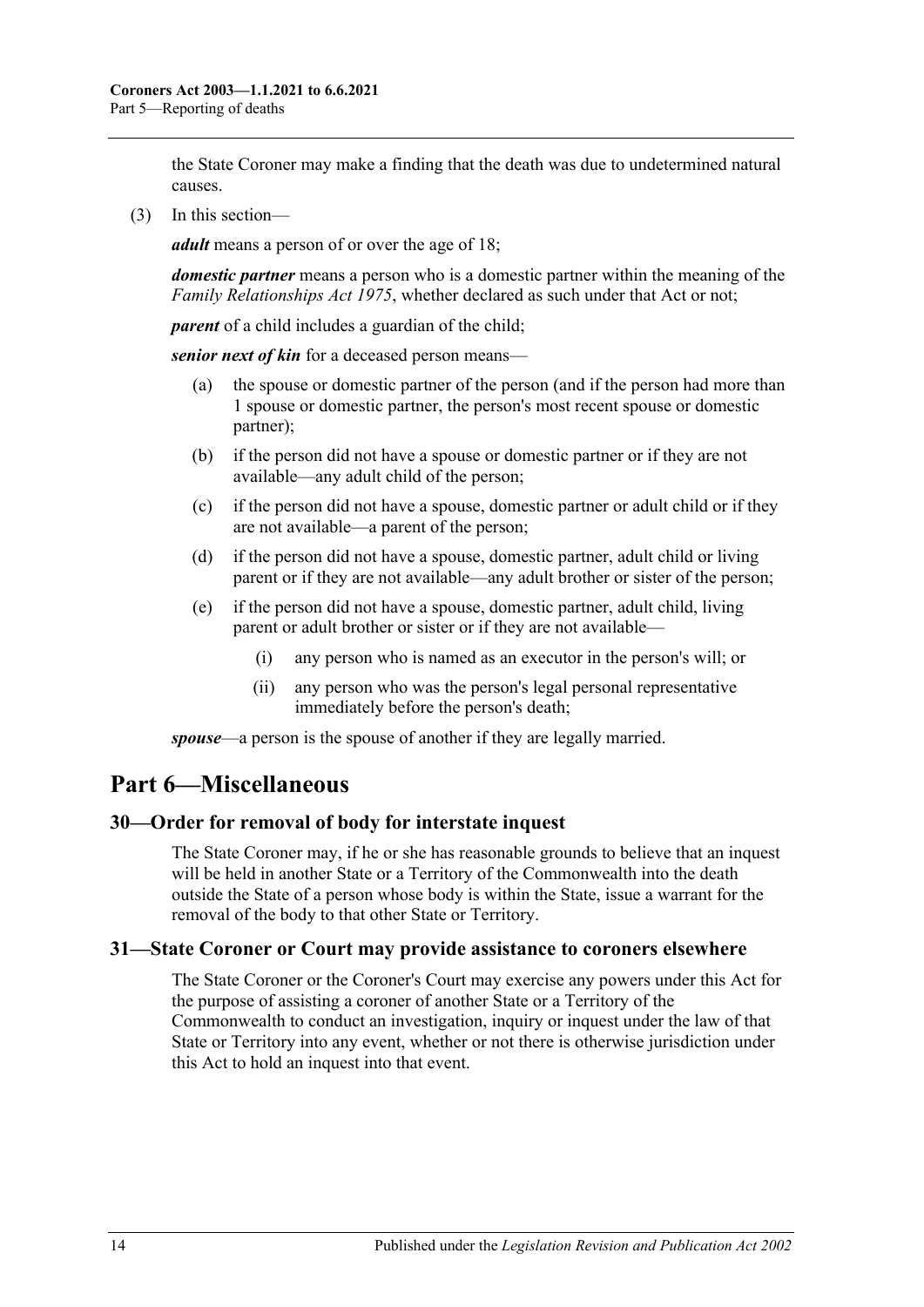the State Coroner may make a finding that the death was due to undetermined natural causes.

(3) In this section—

***adult*** means a person of or over the age of 18;

***domestic partner*** means a person who is a domestic partner within the meaning of the *Family Relationships Act 1975*, whether declared as such under that Act or not;

***parent*** of a child includes a guardian of the child;

***senior next of kin*** for a deceased person means—

(a) the spouse or domestic partner of the person (and if the person had more than 1 spouse or domestic partner, the person's most recent spouse or domestic partner);

(b) if the person did not have a spouse or domestic partner or if they are not available—any adult child of the person;

(c) if the person did not have a spouse, domestic partner or adult child or if they are not available—a parent of the person;

(d) if the person did not have a spouse, domestic partner, adult child or living parent or if they are not available—any adult brother or sister of the person;

(e) if the person did not have a spouse, domestic partner, adult child, living parent or adult brother or sister or if they are not available—

(i) any person who is named as an executor in the person's will; or

(ii) any person who was the person's legal personal representative immediately before the person's death;

***spouse***—a person is the spouse of another if they are legally married.

# Part 6—Miscellaneous

## 30—Order for removal of body for interstate inquest

The State Coroner may, if he or she has reasonable grounds to believe that an inquest will be held in another State or a Territory of the Commonwealth into the death outside the State of a person whose body is within the State, issue a warrant for the removal of the body to that other State or Territory.

## 31—State Coroner or Court may provide assistance to coroners elsewhere

The State Coroner or the Coroner's Court may exercise any powers under this Act for the purpose of assisting a coroner of another State or a Territory of the Commonwealth to conduct an investigation, inquiry or inquest under the law of that State or Territory into any event, whether or not there is otherwise jurisdiction under this Act to hold an inquest into that event.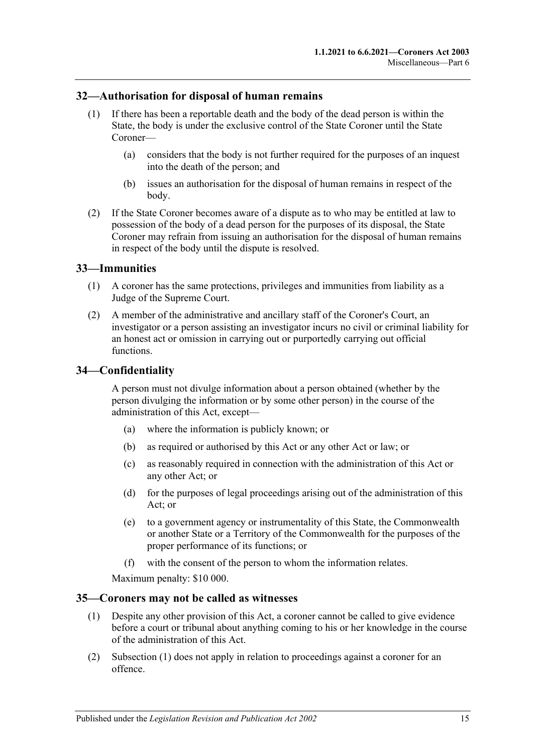## 32—Authorisation for disposal of human remains

(1) If there has been a reportable death and the body of the dead person is within the State, the body is under the exclusive control of the State Coroner until the State Coroner—

(a) considers that the body is not further required for the purposes of an inquest into the death of the person; and

(b) issues an authorisation for the disposal of human remains in respect of the body.

(2) If the State Coroner becomes aware of a dispute as to who may be entitled at law to possession of the body of a dead person for the purposes of its disposal, the State Coroner may refrain from issuing an authorisation for the disposal of human remains in respect of the body until the dispute is resolved.

## 33—Immunities

(1) A coroner has the same protections, privileges and immunities from liability as a Judge of the Supreme Court.

(2) A member of the administrative and ancillary staff of the Coroner's Court, an investigator or a person assisting an investigator incurs no civil or criminal liability for an honest act or omission in carrying out or purportedly carrying out official functions.

## 34—Confidentiality

A person must not divulge information about a person obtained (whether by the person divulging the information or by some other person) in the course of the administration of this Act, except—

(a) where the information is publicly known; or

(b) as required or authorised by this Act or any other Act or law; or

(c) as reasonably required in connection with the administration of this Act or any other Act; or

(d) for the purposes of legal proceedings arising out of the administration of this Act; or

(e) to a government agency or instrumentality of this State, the Commonwealth or another State or a Territory of the Commonwealth for the purposes of the proper performance of its functions; or

(f) with the consent of the person to whom the information relates.

Maximum penalty: $10 000.

## 35—Coroners may not be called as witnesses

(1) Despite any other provision of this Act, a coroner cannot be called to give evidence before a court or tribunal about anything coming to his or her knowledge in the course of the administration of this Act.

(2) Subsection (1) does not apply in relation to proceedings against a coroner for an offence.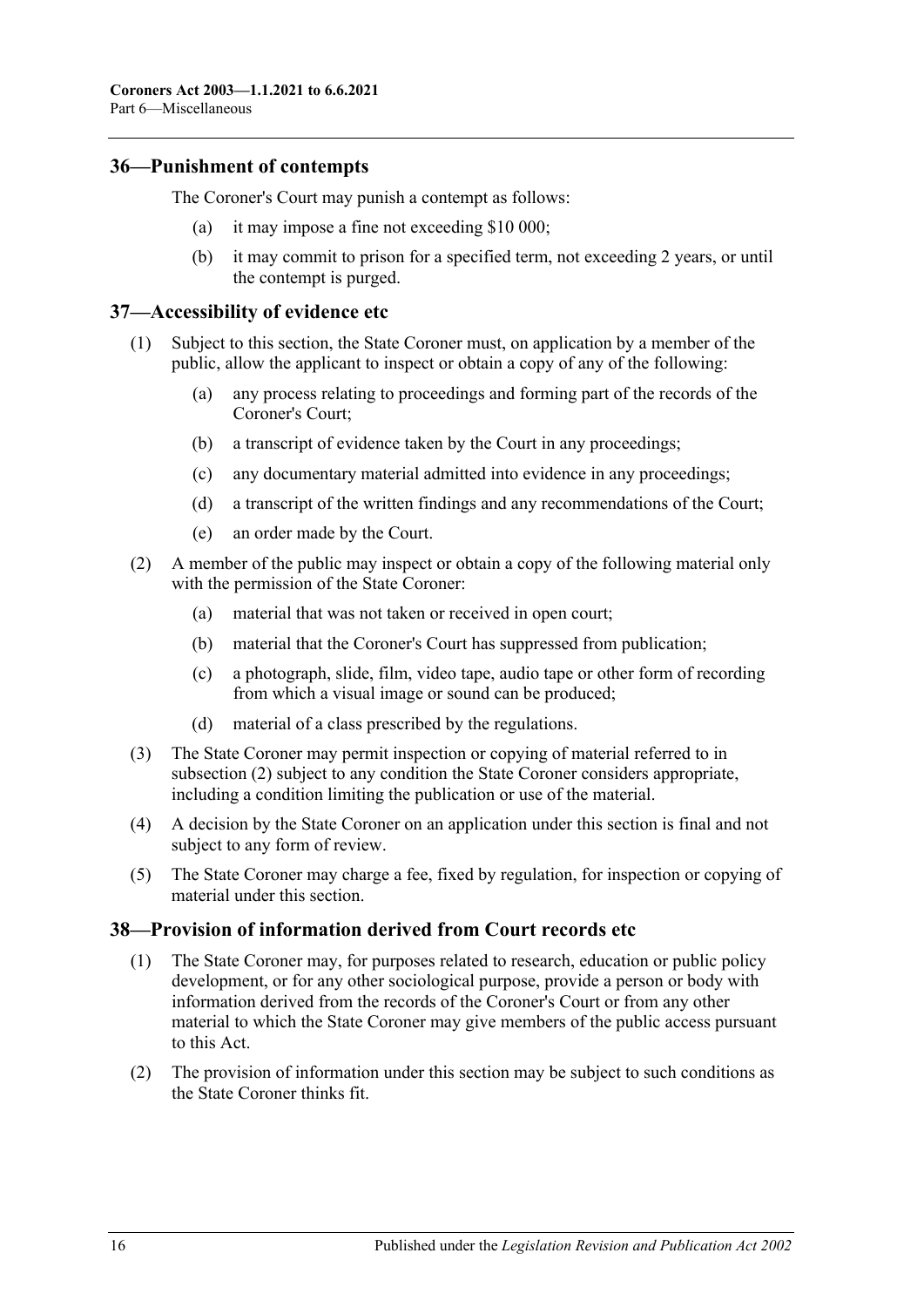## 36—Punishment of contempts

The Coroner's Court may punish a contempt as follows:

(a) it may impose a fine not exceeding $10 000;

(b) it may commit to prison for a specified term, not exceeding 2 years, or until the contempt is purged.

## 37—Accessibility of evidence etc

(1) Subject to this section, the State Coroner must, on application by a member of the public, allow the applicant to inspect or obtain a copy of any of the following:

(a) any process relating to proceedings and forming part of the records of the Coroner's Court;

(b) a transcript of evidence taken by the Court in any proceedings;

(c) any documentary material admitted into evidence in any proceedings;

(d) a transcript of the written findings and any recommendations of the Court;

(e) an order made by the Court.

(2) A member of the public may inspect or obtain a copy of the following material only with the permission of the State Coroner:

(a) material that was not taken or received in open court;

(b) material that the Coroner's Court has suppressed from publication;

(c) a photograph, slide, film, video tape, audio tape or other form of recording from which a visual image or sound can be produced;

(d) material of a class prescribed by the regulations.

(3) The State Coroner may permit inspection or copying of material referred to in subsection (2) subject to any condition the State Coroner considers appropriate, including a condition limiting the publication or use of the material.

(4) A decision by the State Coroner on an application under this section is final and not subject to any form of review.

(5) The State Coroner may charge a fee, fixed by regulation, for inspection or copying of material under this section.

## 38—Provision of information derived from Court records etc

(1) The State Coroner may, for purposes related to research, education or public policy development, or for any other sociological purpose, provide a person or body with information derived from the records of the Coroner's Court or from any other material to which the State Coroner may give members of the public access pursuant to this Act.

(2) The provision of information under this section may be subject to such conditions as the State Coroner thinks fit.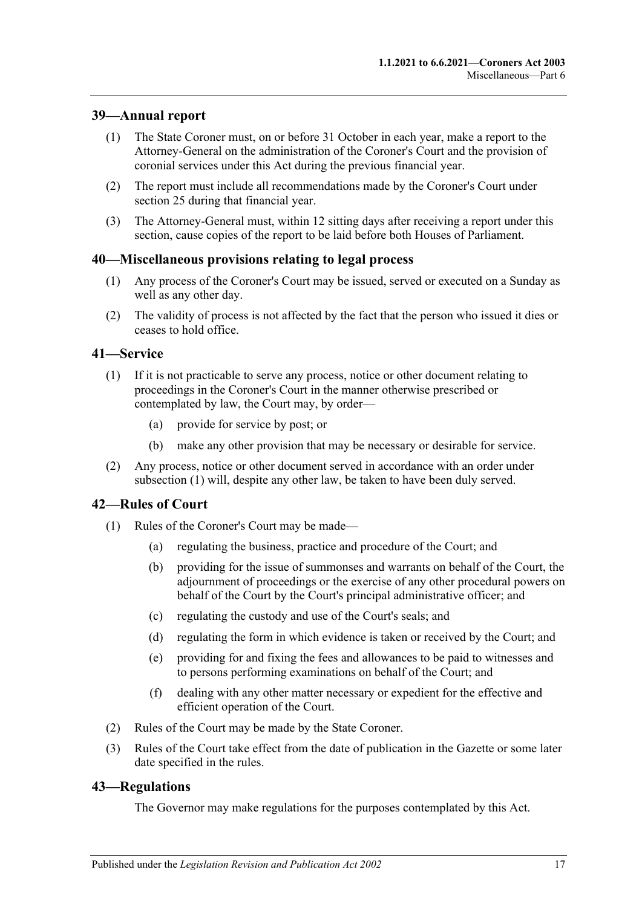## 39—Annual report

(1) The State Coroner must, on or before 31 October in each year, make a report to the Attorney-General on the administration of the Coroner's Court and the provision of coronial services under this Act during the previous financial year.

(2) The report must include all recommendations made by the Coroner's Court under section 25 during that financial year.

(3) The Attorney-General must, within 12 sitting days after receiving a report under this section, cause copies of the report to be laid before both Houses of Parliament.

## 40—Miscellaneous provisions relating to legal process

(1) Any process of the Coroner's Court may be issued, served or executed on a Sunday as well as any other day.

(2) The validity of process is not affected by the fact that the person who issued it dies or ceases to hold office.

## 41—Service

(1) If it is not practicable to serve any process, notice or other document relating to proceedings in the Coroner's Court in the manner otherwise prescribed or contemplated by law, the Court may, by order—

(a) provide for service by post; or

(b) make any other provision that may be necessary or desirable for service.

(2) Any process, notice or other document served in accordance with an order under subsection (1) will, despite any other law, be taken to have been duly served.

## 42—Rules of Court

(1) Rules of the Coroner's Court may be made—

(a) regulating the business, practice and procedure of the Court; and

(b) providing for the issue of summonses and warrants on behalf of the Court, the adjournment of proceedings or the exercise of any other procedural powers on behalf of the Court by the Court's principal administrative officer; and

(c) regulating the custody and use of the Court's seals; and

(d) regulating the form in which evidence is taken or received by the Court; and

(e) providing for and fixing the fees and allowances to be paid to witnesses and to persons performing examinations on behalf of the Court; and

(f) dealing with any other matter necessary or expedient for the effective and efficient operation of the Court.

(2) Rules of the Court may be made by the State Coroner.

(3) Rules of the Court take effect from the date of publication in the Gazette or some later date specified in the rules.

## 43—Regulations

The Governor may make regulations for the purposes contemplated by this Act.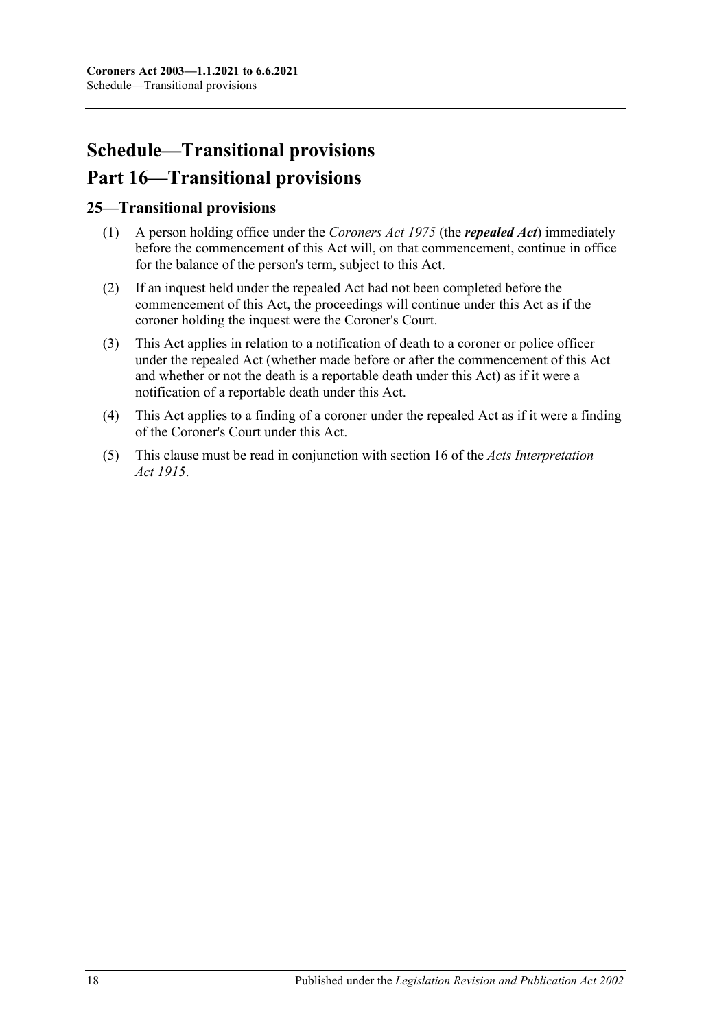# Schedule—Transitional provisions

# Part 16—Transitional provisions

## 25—Transitional provisions

(1) A person holding office under the *Coroners Act 1975* (the ***repealed Act***) immediately before the commencement of this Act will, on that commencement, continue in office for the balance of the person's term, subject to this Act.

(2) If an inquest held under the repealed Act had not been completed before the commencement of this Act, the proceedings will continue under this Act as if the coroner holding the inquest were the Coroner's Court.

(3) This Act applies in relation to a notification of death to a coroner or police officer under the repealed Act (whether made before or after the commencement of this Act and whether or not the death is a reportable death under this Act) as if it were a notification of a reportable death under this Act.

(4) This Act applies to a finding of a coroner under the repealed Act as if it were a finding of the Coroner's Court under this Act.

(5) This clause must be read in conjunction with section 16 of the *Acts Interpretation Act 1915*.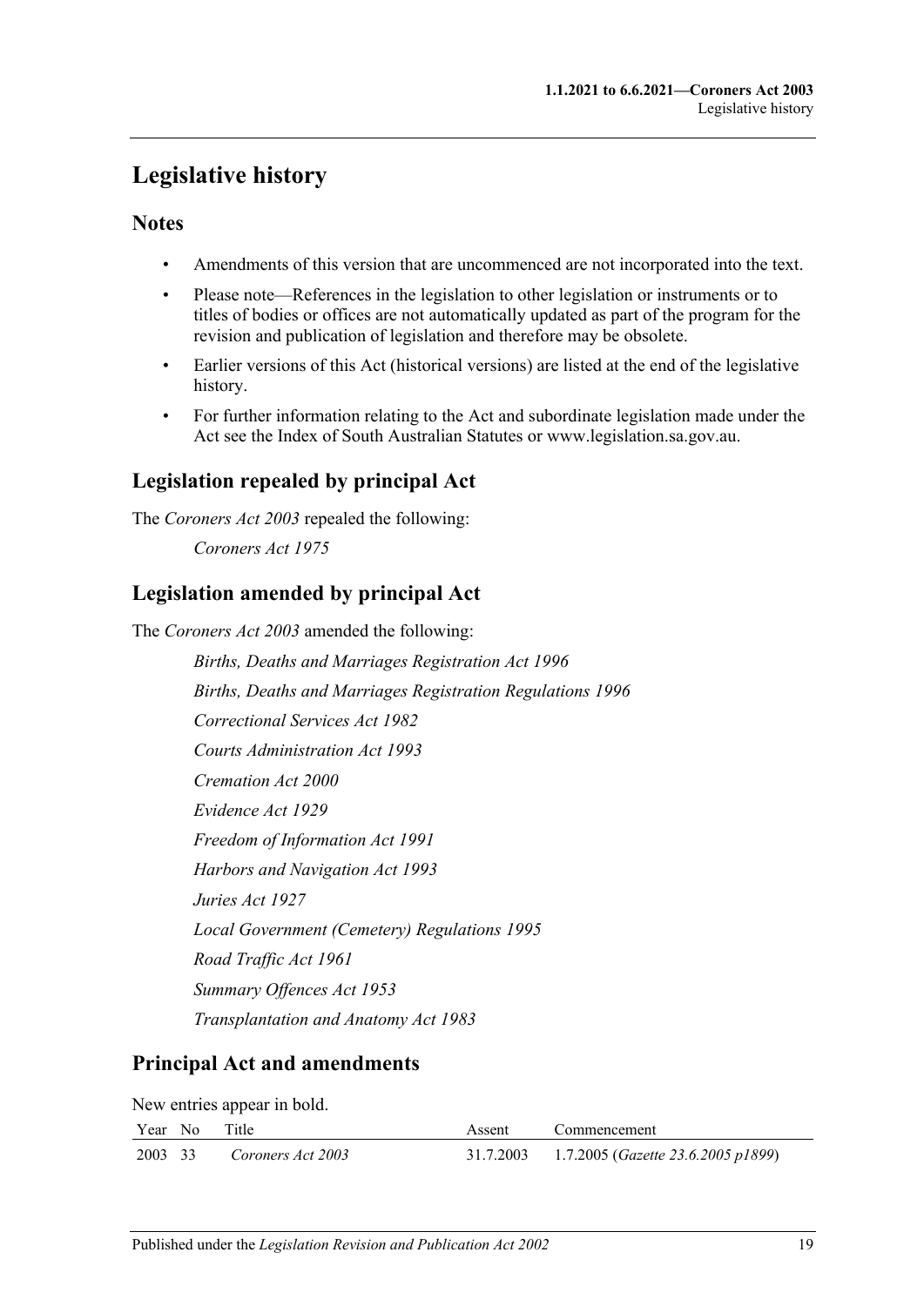# Legislative history

## Notes

- Amendments of this version that are uncommenced are not incorporated into the text.
- Please note—References in the legislation to other legislation or instruments or to titles of bodies or offices are not automatically updated as part of the program for the revision and publication of legislation and therefore may be obsolete.
- Earlier versions of this Act (historical versions) are listed at the end of the legislative history.
- For further information relating to the Act and subordinate legislation made under the Act see the Index of South Australian Statutes or www.legislation.sa.gov.au.

## Legislation repealed by principal Act

The *Coroners Act 2003* repealed the following:

*Coroners Act 1975*

## Legislation amended by principal Act

The *Coroners Act 2003* amended the following:

*Births, Deaths and Marriages Registration Act 1996*

*Births, Deaths and Marriages Registration Regulations 1996*

*Correctional Services Act 1982*

*Courts Administration Act 1993*

*Cremation Act 2000*

*Evidence Act 1929*

*Freedom of Information Act 1991*

*Harbors and Navigation Act 1993*

*Juries Act 1927*

*Local Government (Cemetery) Regulations 1995*

*Road Traffic Act 1961*

*Summary Offences Act 1953*

*Transplantation and Anatomy Act 1983*

## Principal Act and amendments

New entries appear in bold.

| Year | No | Title | Assent | Commencement |
|---|---|---|---|---|
| 2003 | 33 | *Coroners Act 2003* | 31.7.2003 | 1.7.2005 (*Gazette 23.6.2005 p1899*) |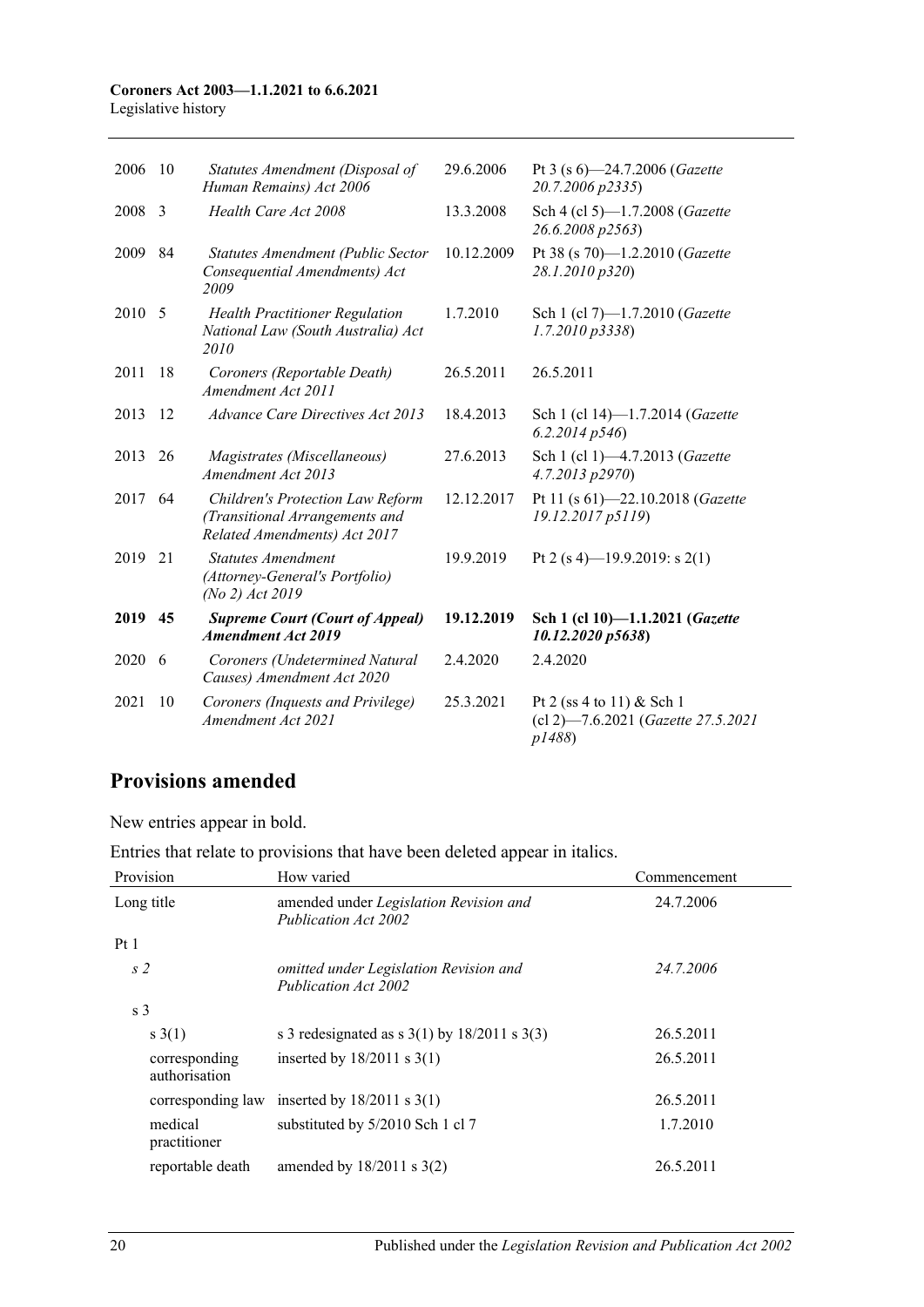| | | | | |
|---|---|---|---|---|
| 2006 | 10 | *Statutes Amendment (Disposal of Human Remains) Act 2006* | 29.6.2006 | Pt 3 (s 6)—24.7.2006 (*Gazette 20.7.2006 p2335*) |
| 2008 | 3 | *Health Care Act 2008* | 13.3.2008 | Sch 4 (cl 5)—1.7.2008 (*Gazette 26.6.2008 p2563*) |
| 2009 | 84 | *Statutes Amendment (Public Sector Consequential Amendments) Act 2009* | 10.12.2009 | Pt 38 (s 70)—1.2.2010 (*Gazette 28.1.2010 p320*) |
| 2010 | 5 | *Health Practitioner Regulation National Law (South Australia) Act 2010* | 1.7.2010 | Sch 1 (cl 7)—1.7.2010 (*Gazette 1.7.2010 p3338*) |
| 2011 | 18 | *Coroners (Reportable Death) Amendment Act 2011* | 26.5.2011 | 26.5.2011 |
| 2013 | 12 | *Advance Care Directives Act 2013* | 18.4.2013 | Sch 1 (cl 14)—1.7.2014 (*Gazette 6.2.2014 p546*) |
| 2013 | 26 | *Magistrates (Miscellaneous) Amendment Act 2013* | 27.6.2013 | Sch 1 (cl 1)—4.7.2013 (*Gazette 4.7.2013 p2970*) |
| 2017 | 64 | *Children's Protection Law Reform (Transitional Arrangements and Related Amendments) Act 2017* | 12.12.2017 | Pt 11 (s 61)—22.10.2018 (*Gazette 19.12.2017 p5119*) |
| 2019 | 21 | *Statutes Amendment (Attorney-General's Portfolio) (No 2) Act 2019* | 19.9.2019 | Pt 2 (s 4)—19.9.2019: s 2(1) |
| **2019** | **45** | ***Supreme Court (Court of Appeal) Amendment Act 2019*** | **19.12.2019** | **Sch 1 (cl 10)—1.1.2021 (*Gazette 10.12.2020 p5638*)** |
| 2020 | 6 | *Coroners (Undetermined Natural Causes) Amendment Act 2020* | 2.4.2020 | 2.4.2020 |
| 2021 | 10 | *Coroners (Inquests and Privilege) Amendment Act 2021* | 25.3.2021 | Pt 2 (ss 4 to 11) & Sch 1 (cl 2)—7.6.2021 (*Gazette 27.5.2021 p1488*) |

## Provisions amended

New entries appear in bold.

Entries that relate to provisions that have been deleted appear in italics.

| Provision | How varied | Commencement |
|---|---|---|
| Long title | amended under *Legislation Revision and Publication Act 2002* | 24.7.2006 |
| Pt 1 | | |
| *s 2* | *omitted under Legislation Revision and Publication Act 2002* | *24.7.2006* |
| s 3 | | |
| s 3(1) | s 3 redesignated as s 3(1) by 18/2011 s 3(3) | 26.5.2011 |
| corresponding authorisation | inserted by 18/2011 s 3(1) | 26.5.2011 |
| corresponding law | inserted by 18/2011 s 3(1) | 26.5.2011 |
| medical practitioner | substituted by 5/2010 Sch 1 cl 7 | 1.7.2010 |
| reportable death | amended by 18/2011 s 3(2) | 26.5.2011 |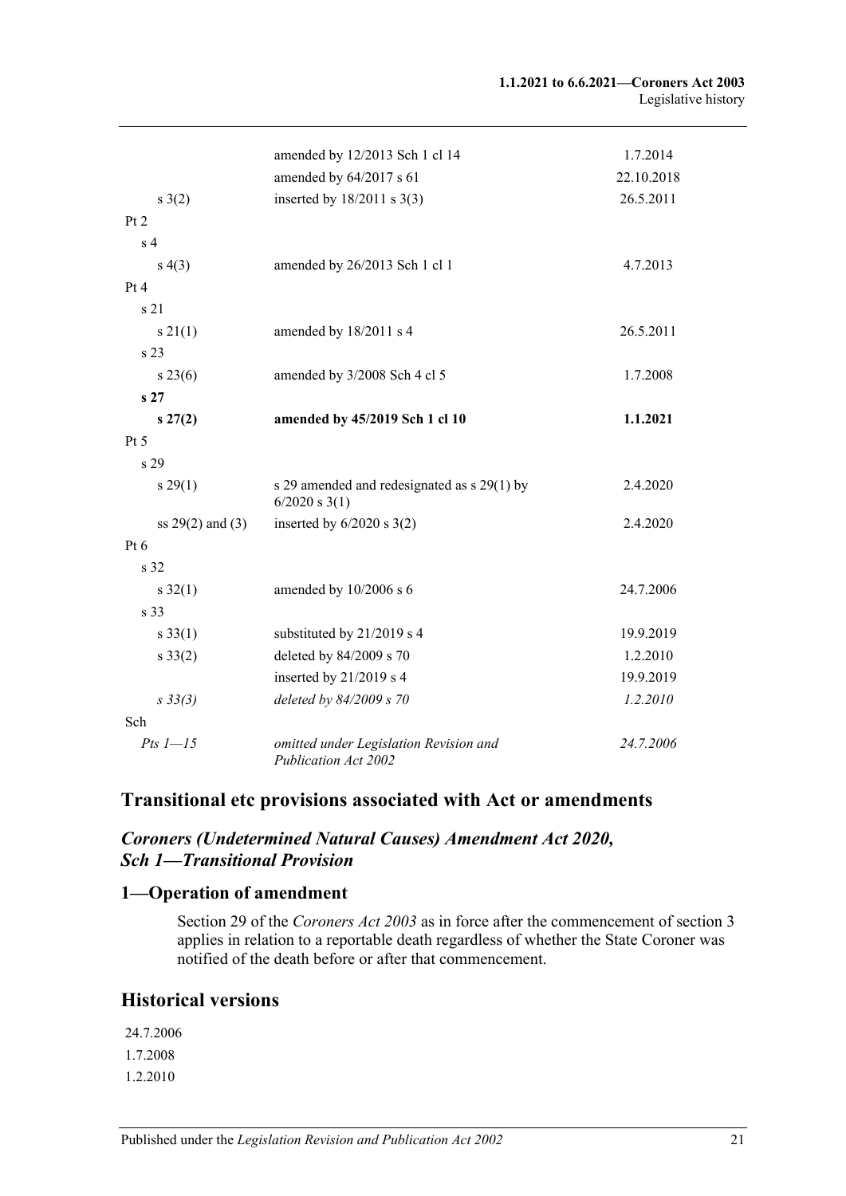| | | |
|---|---|---|
| | amended by 12/2013 Sch 1 cl 14 | 1.7.2014 |
| | amended by 64/2017 s 61 | 22.10.2018 |
| s 3(2) | inserted by 18/2011 s 3(3) | 26.5.2011 |
| Pt 2 | | |
| s 4 | | |
| s 4(3) | amended by 26/2013 Sch 1 cl 1 | 4.7.2013 |
| Pt 4 | | |
| s 21 | | |
| s 21(1) | amended by 18/2011 s 4 | 26.5.2011 |
| s 23 | | |
| s 23(6) | amended by 3/2008 Sch 4 cl 5 | 1.7.2008 |
| **s 27** | | |
| **s 27(2)** | **amended by 45/2019 Sch 1 cl 10** | **1.1.2021** |
| Pt 5 | | |
| s 29 | | |
| s 29(1) | s 29 amended and redesignated as s 29(1) by 6/2020 s 3(1) | 2.4.2020 |
| ss 29(2) and (3) | inserted by 6/2020 s 3(2) | 2.4.2020 |
| Pt 6 | | |
| s 32 | | |
| s 32(1) | amended by 10/2006 s 6 | 24.7.2006 |
| s 33 | | |
| s 33(1) | substituted by 21/2019 s 4 | 19.9.2019 |
| s 33(2) | deleted by 84/2009 s 70 | 1.2.2010 |
| | inserted by 21/2019 s 4 | 19.9.2019 |
| *s 33(3)* | *deleted by 84/2009 s 70* | *1.2.2010* |
| Sch | | |
| *Pts 1—15* | *omitted under Legislation Revision and Publication Act 2002* | *24.7.2006* |

## Transitional etc provisions associated with Act or amendments

### *Coroners (Undetermined Natural Causes) Amendment Act 2020, Sch 1—Transitional Provision*

### 1—Operation of amendment

Section 29 of the *Coroners Act 2003* as in force after the commencement of section 3 applies in relation to a reportable death regardless of whether the State Coroner was notified of the death before or after that commencement.

## Historical versions

24.7.2006

1.7.2008

1.2.2010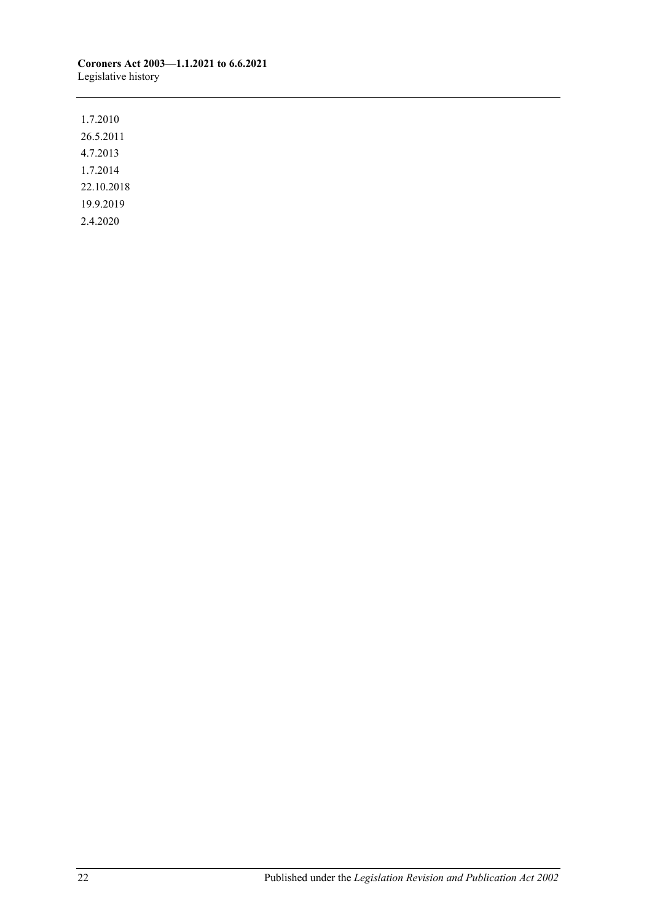1.7.2010
26.5.2011
4.7.2013
1.7.2014
22.10.2018
19.9.2019
2.4.2020